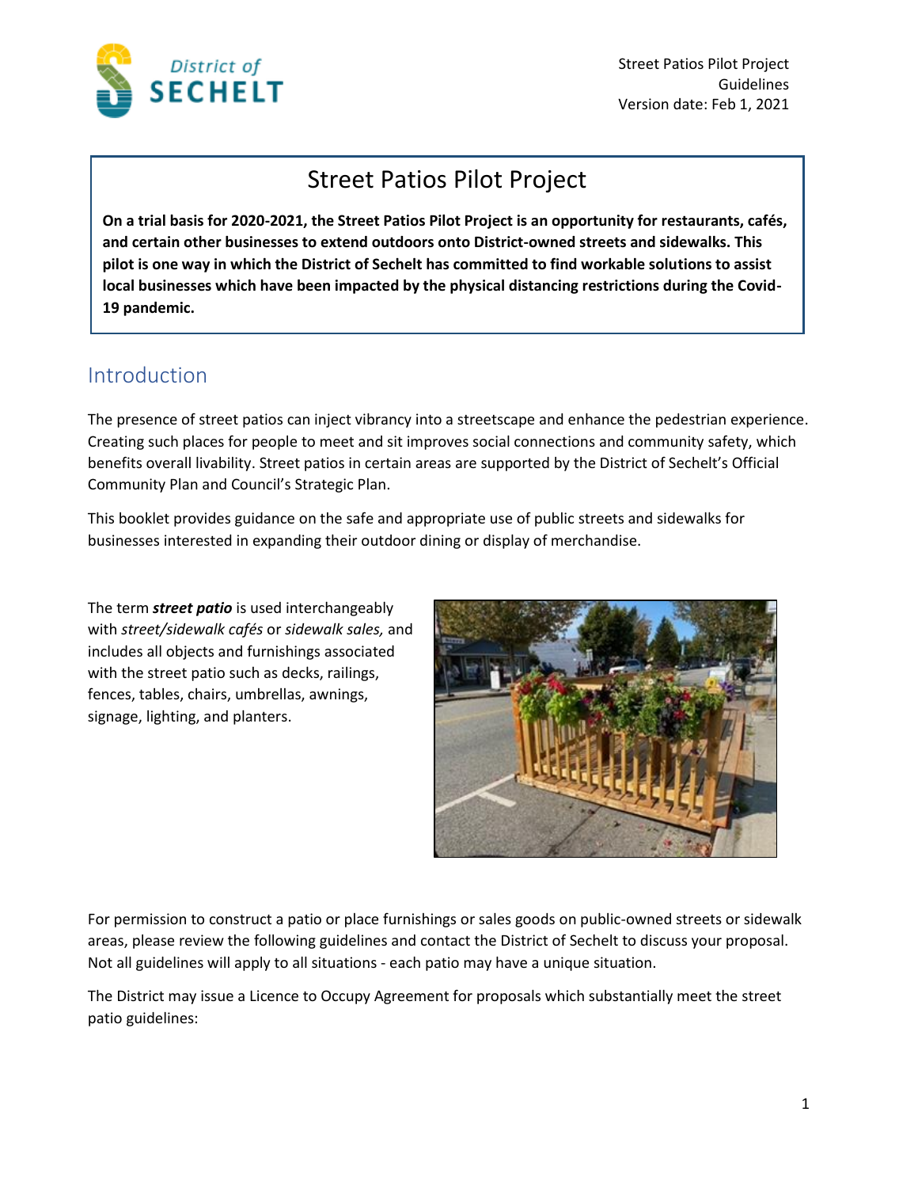# Street Patios Pilot Project

**On a trial basis for 2020-2021, the Street Patios Pilot Project is an opportunity for restaurants, cafés, and certain other businesses to extend outdoors onto District-owned streets and sidewalks. This pilot is one way in which the District of Sechelt has committed to find workable solutions to assist local businesses which have been impacted by the physical distancing restrictions during the Covid-19 pandemic.**

## Introduction

The presence of street patios can inject vibrancy into a streetscape and enhance the pedestrian experience. Creating such places for people to meet and sit improves social connections and community safety, which benefits overall livability. Street patios in certain areas are supported by the District of Sechelt's Official Community Plan and Council's Strategic Plan.

This booklet provides guidance on the safe and appropriate use of public streets and sidewalks for businesses interested in expanding their outdoor dining or display of merchandise.

The term ***street patio*** is used interchangeably with *street/sidewalk cafés* or *sidewalk sales,* and includes all objects and furnishings associated with the street patio such as decks, railings, fences, tables, chairs, umbrellas, awnings, signage, lighting, and planters.

For permission to construct a patio or place furnishings or sales goods on public-owned streets or sidewalk areas, please review the following guidelines and contact the District of Sechelt to discuss your proposal. Not all guidelines will apply to all situations - each patio may have a unique situation.

The District may issue a Licence to Occupy Agreement for proposals which substantially meet the street patio guidelines: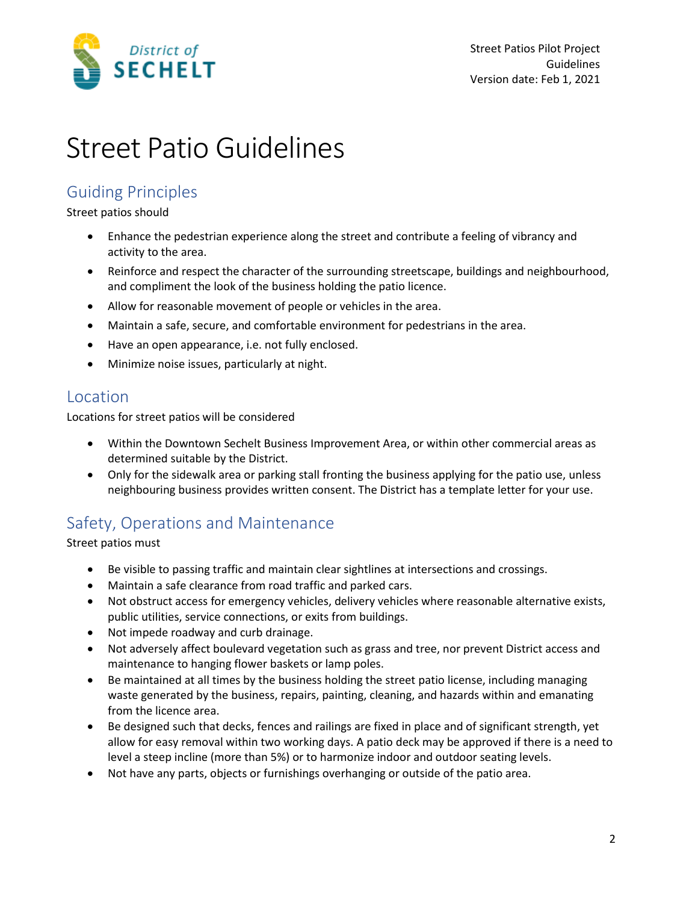# Street Patio Guidelines

## Guiding Principles

Street patios should

- Enhance the pedestrian experience along the street and contribute a feeling of vibrancy and activity to the area.
- Reinforce and respect the character of the surrounding streetscape, buildings and neighbourhood, and compliment the look of the business holding the patio licence.
- Allow for reasonable movement of people or vehicles in the area.
- Maintain a safe, secure, and comfortable environment for pedestrians in the area.
- Have an open appearance, i.e. not fully enclosed.
- Minimize noise issues, particularly at night.

## Location

Locations for street patios will be considered

- Within the Downtown Sechelt Business Improvement Area, or within other commercial areas as determined suitable by the District.
- Only for the sidewalk area or parking stall fronting the business applying for the patio use, unless neighbouring business provides written consent. The District has a template letter for your use.

## Safety, Operations and Maintenance

Street patios must

- Be visible to passing traffic and maintain clear sightlines at intersections and crossings.
- Maintain a safe clearance from road traffic and parked cars.
- Not obstruct access for emergency vehicles, delivery vehicles where reasonable alternative exists, public utilities, service connections, or exits from buildings.
- Not impede roadway and curb drainage.
- Not adversely affect boulevard vegetation such as grass and tree, nor prevent District access and maintenance to hanging flower baskets or lamp poles.
- Be maintained at all times by the business holding the street patio license, including managing waste generated by the business, repairs, painting, cleaning, and hazards within and emanating from the licence area.
- Be designed such that decks, fences and railings are fixed in place and of significant strength, yet allow for easy removal within two working days. A patio deck may be approved if there is a need to level a steep incline (more than 5%) or to harmonize indoor and outdoor seating levels.
- Not have any parts, objects or furnishings overhanging or outside of the patio area.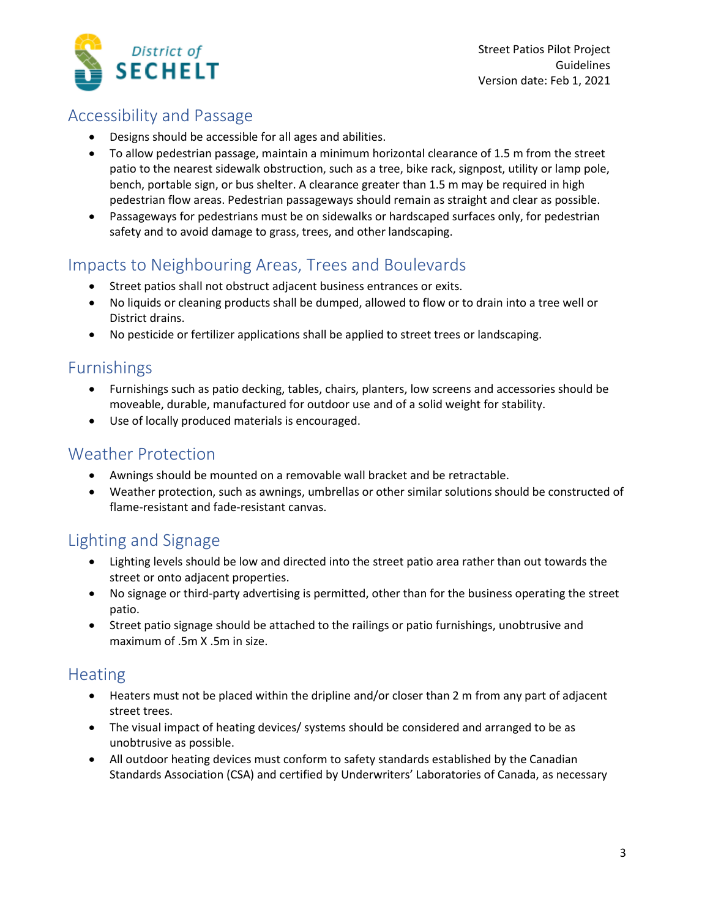## Accessibility and Passage

- Designs should be accessible for all ages and abilities.
- To allow pedestrian passage, maintain a minimum horizontal clearance of 1.5 m from the street patio to the nearest sidewalk obstruction, such as a tree, bike rack, signpost, utility or lamp pole, bench, portable sign, or bus shelter. A clearance greater than 1.5 m may be required in high pedestrian flow areas. Pedestrian passageways should remain as straight and clear as possible.
- Passageways for pedestrians must be on sidewalks or hardscaped surfaces only, for pedestrian safety and to avoid damage to grass, trees, and other landscaping.

## Impacts to Neighbouring Areas, Trees and Boulevards

- Street patios shall not obstruct adjacent business entrances or exits.
- No liquids or cleaning products shall be dumped, allowed to flow or to drain into a tree well or District drains.
- No pesticide or fertilizer applications shall be applied to street trees or landscaping.

## Furnishings

- Furnishings such as patio decking, tables, chairs, planters, low screens and accessories should be moveable, durable, manufactured for outdoor use and of a solid weight for stability.
- Use of locally produced materials is encouraged.

## Weather Protection

- Awnings should be mounted on a removable wall bracket and be retractable.
- Weather protection, such as awnings, umbrellas or other similar solutions should be constructed of flame-resistant and fade-resistant canvas.

## Lighting and Signage

- Lighting levels should be low and directed into the street patio area rather than out towards the street or onto adjacent properties.
- No signage or third-party advertising is permitted, other than for the business operating the street patio.
- Street patio signage should be attached to the railings or patio furnishings, unobtrusive and maximum of .5m X .5m in size.

## Heating

- Heaters must not be placed within the dripline and/or closer than 2 m from any part of adjacent street trees.
- The visual impact of heating devices/ systems should be considered and arranged to be as unobtrusive as possible.
- All outdoor heating devices must conform to safety standards established by the Canadian Standards Association (CSA) and certified by Underwriters' Laboratories of Canada, as necessary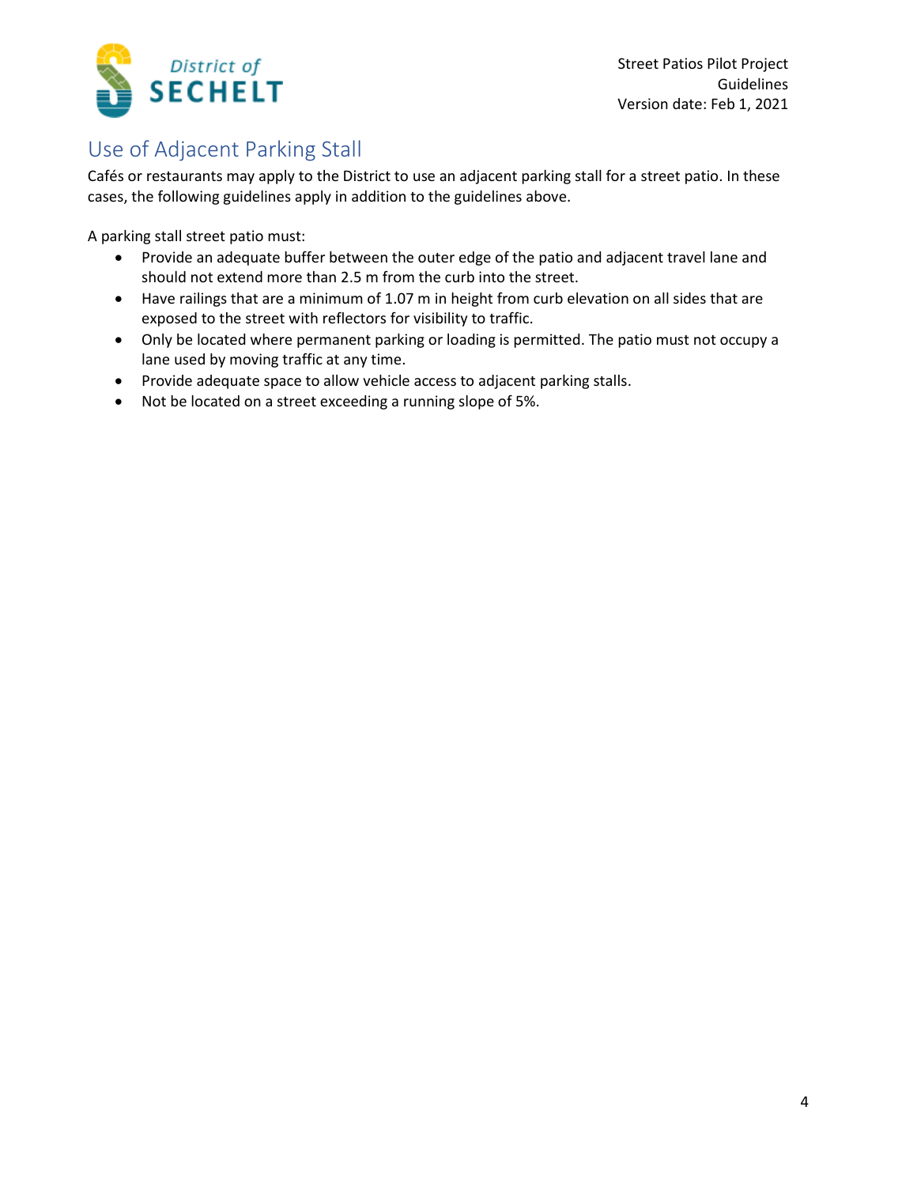## Use of Adjacent Parking Stall

Cafés or restaurants may apply to the District to use an adjacent parking stall for a street patio. In these cases, the following guidelines apply in addition to the guidelines above.

A parking stall street patio must:

- Provide an adequate buffer between the outer edge of the patio and adjacent travel lane and should not extend more than 2.5 m from the curb into the street.
- Have railings that are a minimum of 1.07 m in height from curb elevation on all sides that are exposed to the street with reflectors for visibility to traffic.
- Only be located where permanent parking or loading is permitted. The patio must not occupy a lane used by moving traffic at any time.
- Provide adequate space to allow vehicle access to adjacent parking stalls.
- Not be located on a street exceeding a running slope of 5%.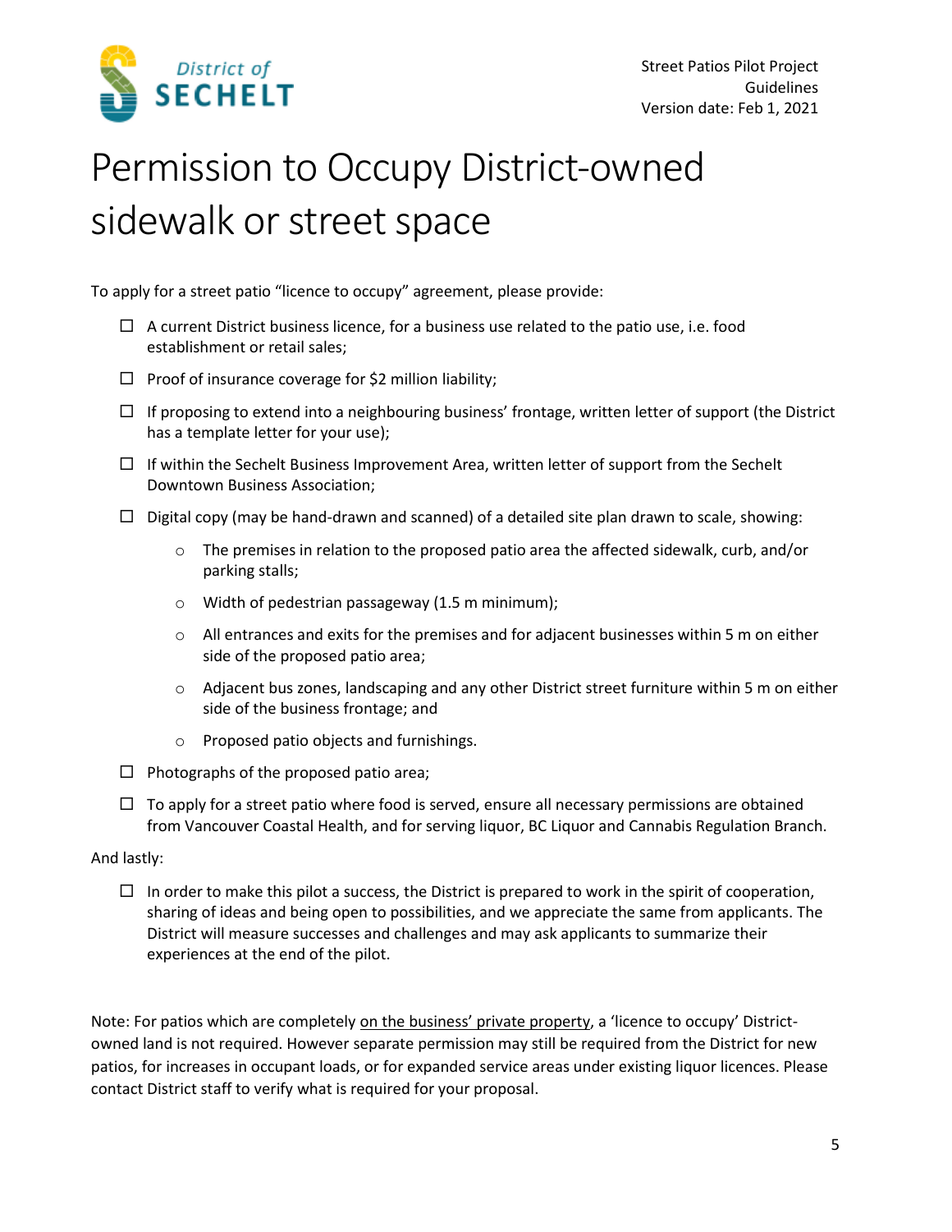# Permission to Occupy District-owned sidewalk or street space

To apply for a street patio "licence to occupy" agreement, please provide:

- ☐ A current District business licence, for a business use related to the patio use, i.e. food establishment or retail sales;
- ☐ Proof of insurance coverage for $2 million liability;
- ☐ If proposing to extend into a neighbouring business' frontage, written letter of support (the District has a template letter for your use);
- ☐ If within the Sechelt Business Improvement Area, written letter of support from the Sechelt Downtown Business Association;
- ☐ Digital copy (may be hand-drawn and scanned) of a detailed site plan drawn to scale, showing:
  - The premises in relation to the proposed patio area the affected sidewalk, curb, and/or parking stalls;
  - Width of pedestrian passageway (1.5 m minimum);
  - All entrances and exits for the premises and for adjacent businesses within 5 m on either side of the proposed patio area;
  - Adjacent bus zones, landscaping and any other District street furniture within 5 m on either side of the business frontage; and
  - Proposed patio objects and furnishings.
- ☐ Photographs of the proposed patio area;
- ☐ To apply for a street patio where food is served, ensure all necessary permissions are obtained from Vancouver Coastal Health, and for serving liquor, BC Liquor and Cannabis Regulation Branch.

And lastly:

- ☐ In order to make this pilot a success, the District is prepared to work in the spirit of cooperation, sharing of ideas and being open to possibilities, and we appreciate the same from applicants. The District will measure successes and challenges and may ask applicants to summarize their experiences at the end of the pilot.

Note: For patios which are completely on the business' private property, a 'licence to occupy' District-owned land is not required. However separate permission may still be required from the District for new patios, for increases in occupant loads, or for expanded service areas under existing liquor licences. Please contact District staff to verify what is required for your proposal.